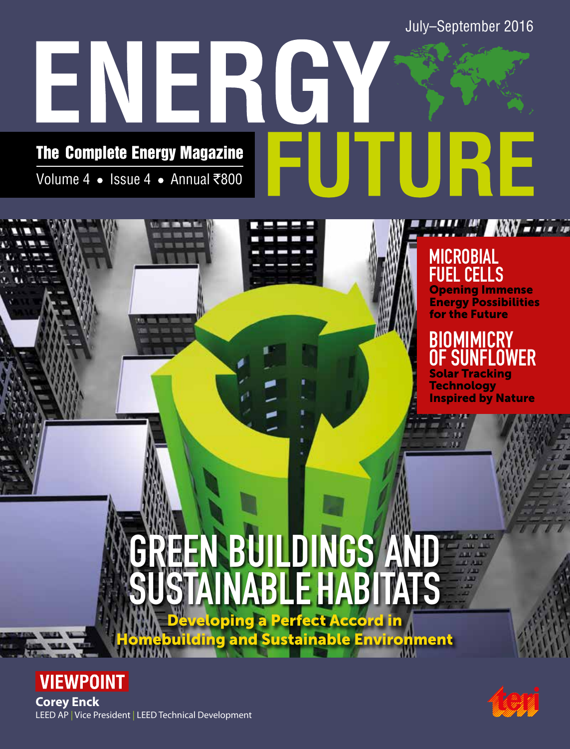July–September 2016

# ENERGY FUTURE

**The Complete Energy Magazine**

Volume 4 • Issue 4 • Annual ₹800

## MICROBIAL FUEL CELLS

**Opening Immense Energy Possibilities for the Future**

## BIOMIMICRY OF SUNFLOWER

**Solar Tracking Technology Inspired by Nature**

# GREEN BUILDINGS AND SUSTAINABLE HABITATS

**Developing a Perfect Accord in Homebuilding and Sustainable Environment**

## VIEWPOINT

**Corey Enck**

LEED AP | Vice President | LEED Technical Development

teri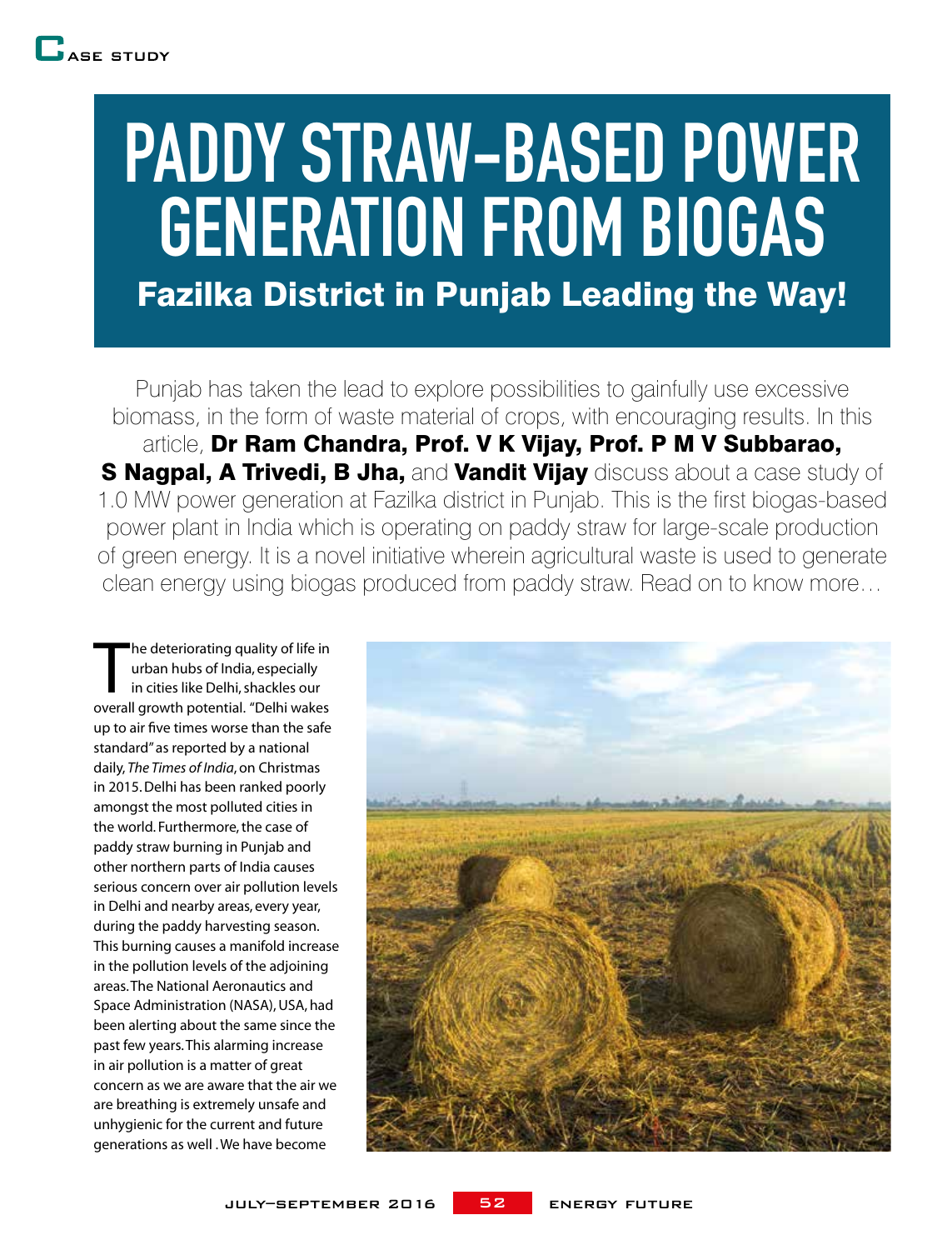CASE STUDY

# PADDY STRAW-BASED POWER GENERATION FROM BIOGAS

## Fazilka District in Punjab Leading the Way!

Punjab has taken the lead to explore possibilities to gainfully use excessive biomass, in the form of waste material of crops, with encouraging results. In this article, **Dr Ram Chandra, Prof. V K Vijay, Prof. P M V Subbarao, S Nagpal, A Trivedi, B Jha,** and **Vandit Vijay** discuss about a case study of 1.0 MW power generation at Fazilka district in Punjab. This is the first biogas-based power plant in India which is operating on paddy straw for large-scale production of green energy. It is a novel initiative wherein agricultural waste is used to generate clean energy using biogas produced from paddy straw. Read on to know more…

The deteriorating quality of life in urban hubs of India, especially in cities like Delhi, shackles our overall growth potential. "Delhi wakes up to air five times worse than the safe standard" as reported by a national daily, *The Times of India*, on Christmas in 2015. Delhi has been ranked poorly amongst the most polluted cities in the world. Furthermore, the case of paddy straw burning in Punjab and other northern parts of India causes serious concern over air pollution levels in Delhi and nearby areas, every year, during the paddy harvesting season. This burning causes a manifold increase in the pollution levels of the adjoining areas. The National Aeronautics and Space Administration (NASA), USA, had been alerting about the same since the past few years. This alarming increase in air pollution is a matter of great concern as we are aware that the air we are breathing is extremely unsafe and unhygienic for the current and future generations as well . We have become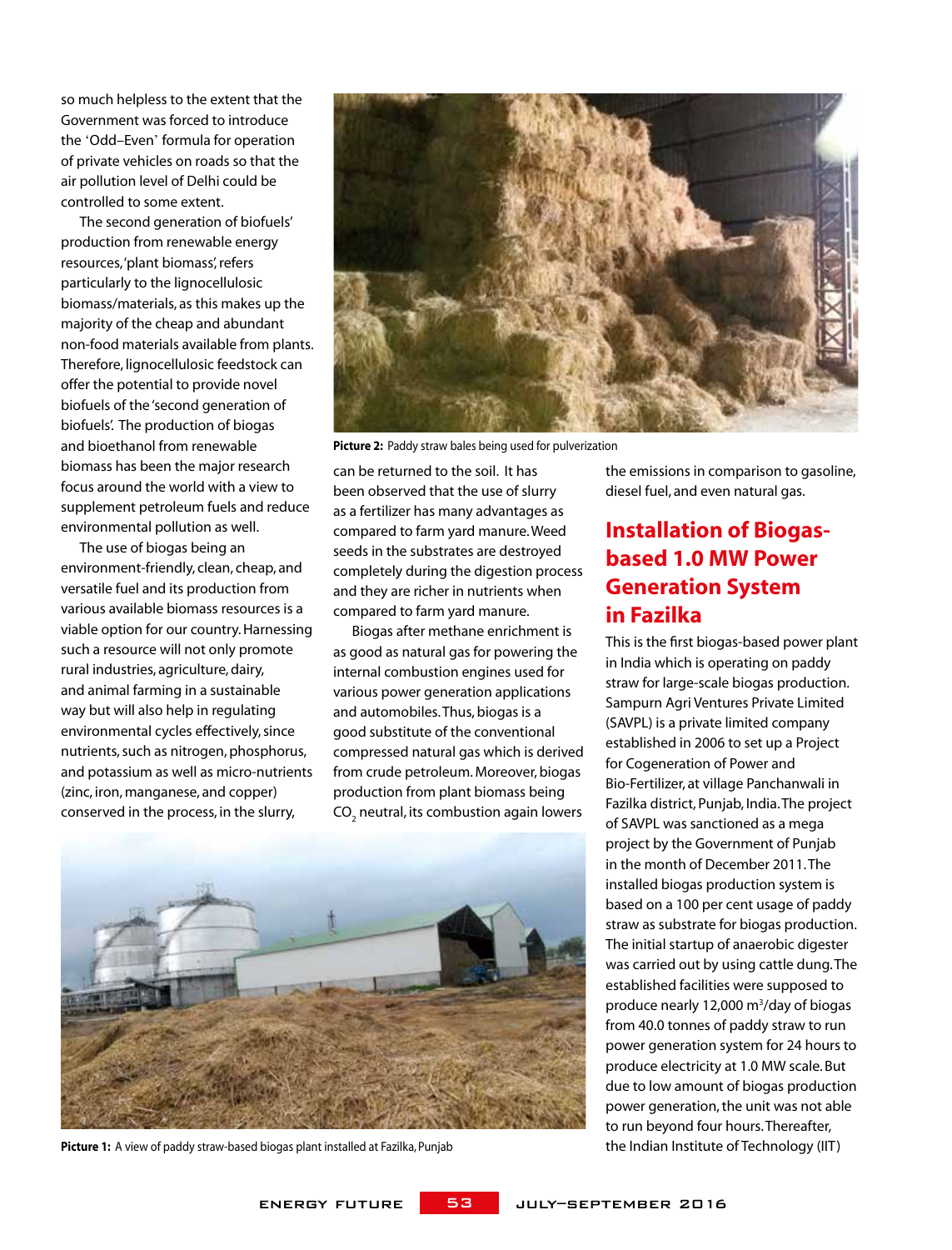so much helpless to the extent that the Government was forced to introduce the 'Odd–Even' formula for operation of private vehicles on roads so that the air pollution level of Delhi could be controlled to some extent.

The second generation of biofuels' production from renewable energy resources, 'plant biomass', refers particularly to the lignocellulosic biomass/materials, as this makes up the majority of the cheap and abundant non-food materials available from plants. Therefore, lignocellulosic feedstock can offer the potential to provide novel biofuels of the 'second generation of biofuels'. The production of biogas and bioethanol from renewable biomass has been the major research focus around the world with a view to supplement petroleum fuels and reduce environmental pollution as well.

The use of biogas being an environment-friendly, clean, cheap, and versatile fuel and its production from various available biomass resources is a viable option for our country. Harnessing such a resource will not only promote rural industries, agriculture, dairy, and animal farming in a sustainable way but will also help in regulating environmental cycles effectively, since nutrients, such as nitrogen, phosphorus, and potassium as well as micro-nutrients (zinc, iron, manganese, and copper) conserved in the process, in the slurry, can be returned to the soil. It has been observed that the use of slurry as a fertilizer has many advantages as compared to farm yard manure. Weed seeds in the substrates are destroyed completely during the digestion process and they are richer in nutrients when compared to farm yard manure.

**Picture 2:** Paddy straw bales being used for pulverization

Biogas after methane enrichment is as good as natural gas for powering the internal combustion engines used for various power generation applications and automobiles. Thus, biogas is a good substitute of the conventional compressed natural gas which is derived from crude petroleum. Moreover, biogas production from plant biomass being $CO_2$ neutral, its combustion again lowers the emissions in comparison to gasoline, diesel fuel, and even natural gas.

**Picture 1:** A view of paddy straw-based biogas plant installed at Fazilka, Punjab

## Installation of Biogas-based 1.0 MW Power Generation System in Fazilka

This is the first biogas-based power plant in India which is operating on paddy straw for large-scale biogas production. Sampurn Agri Ventures Private Limited (SAVPL) is a private limited company established in 2006 to set up a Project for Cogeneration of Power and Bio-Fertilizer, at village Panchanwali in Fazilka district, Punjab, India. The project of SAVPL was sanctioned as a mega project by the Government of Punjab in the month of December 2011. The installed biogas production system is based on a 100 per cent usage of paddy straw as substrate for biogas production. The initial startup of anaerobic digester was carried out by using cattle dung. The established facilities were supposed to produce nearly 12,000 $m^3$/day of biogas from 40.0 tonnes of paddy straw to run power generation system for 24 hours to produce electricity at 1.0 MW scale. But due to low amount of biogas production power generation, the unit was not able to run beyond four hours. Thereafter, the Indian Institute of Technology (IIT)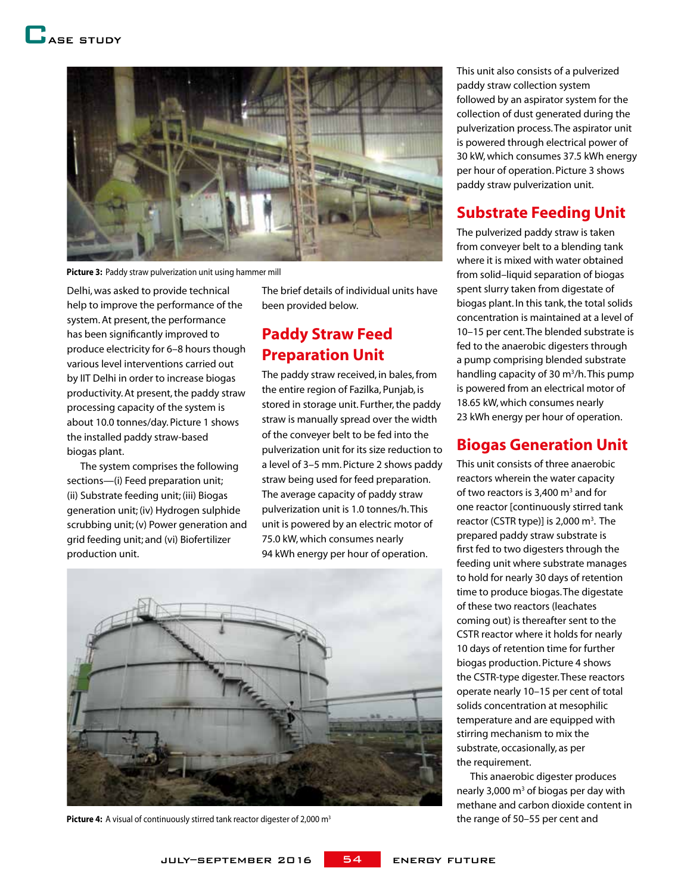Picture 3: Paddy straw pulverization unit using hammer mill

Delhi, was asked to provide technical help to improve the performance of the system. At present, the performance has been significantly improved to produce electricity for 6–8 hours though various level interventions carried out by IIT Delhi in order to increase biogas productivity. At present, the paddy straw processing capacity of the system is about 10.0 tonnes/day. Picture 1 shows the installed paddy straw-based biogas plant.

The system comprises the following sections—(i) Feed preparation unit; (ii) Substrate feeding unit; (iii) Biogas generation unit; (iv) Hydrogen sulphide scrubbing unit; (v) Power generation and grid feeding unit; and (vi) Biofertilizer production unit.

The brief details of individual units have been provided below.

## Paddy Straw Feed Preparation Unit

The paddy straw received, in bales, from the entire region of Fazilka, Punjab, is stored in storage unit. Further, the paddy straw is manually spread over the width of the conveyer belt to be fed into the pulverization unit for its size reduction to a level of 3–5 mm. Picture 2 shows paddy straw being used for feed preparation. The average capacity of paddy straw pulverization unit is 1.0 tonnes/h. This unit is powered by an electric motor of 75.0 kW, which consumes nearly 94 kWh energy per hour of operation.

This unit also consists of a pulverized paddy straw collection system followed by an aspirator system for the collection of dust generated during the pulverization process. The aspirator unit is powered through electrical power of 30 kW, which consumes 37.5 kWh energy per hour of operation. Picture 3 shows paddy straw pulverization unit.

## Substrate Feeding Unit

The pulverized paddy straw is taken from conveyer belt to a blending tank where it is mixed with water obtained from solid–liquid separation of biogas spent slurry taken from digestate of biogas plant. In this tank, the total solids concentration is maintained at a level of 10–15 per cent. The blended substrate is fed to the anaerobic digesters through a pump comprising blended substrate handling capacity of 30 $m^3$/h. This pump is powered from an electrical motor of 18.65 kW, which consumes nearly 23 kWh energy per hour of operation.

## Biogas Generation Unit

This unit consists of three anaerobic reactors wherein the water capacity of two reactors is 3,400 $m^3$ and for one reactor [continuously stirred tank reactor (CSTR type)] is 2,000 $m^3$. The prepared paddy straw substrate is first fed to two digesters through the feeding unit where substrate manages to hold for nearly 30 days of retention time to produce biogas. The digestate of these two reactors (leachates coming out) is thereafter sent to the CSTR reactor where it holds for nearly 10 days of retention time for further biogas production. Picture 4 shows the CSTR-type digester. These reactors operate nearly 10–15 per cent of total solids concentration at mesophilic temperature and are equipped with stirring mechanism to mix the substrate, occasionally, as per the requirement.

Picture 4: A visual of continuously stirred tank reactor digester of 2,000 $m^3$

This anaerobic digester produces nearly 3,000 $m^3$ of biogas per day with methane and carbon dioxide content in the range of 50–55 per cent and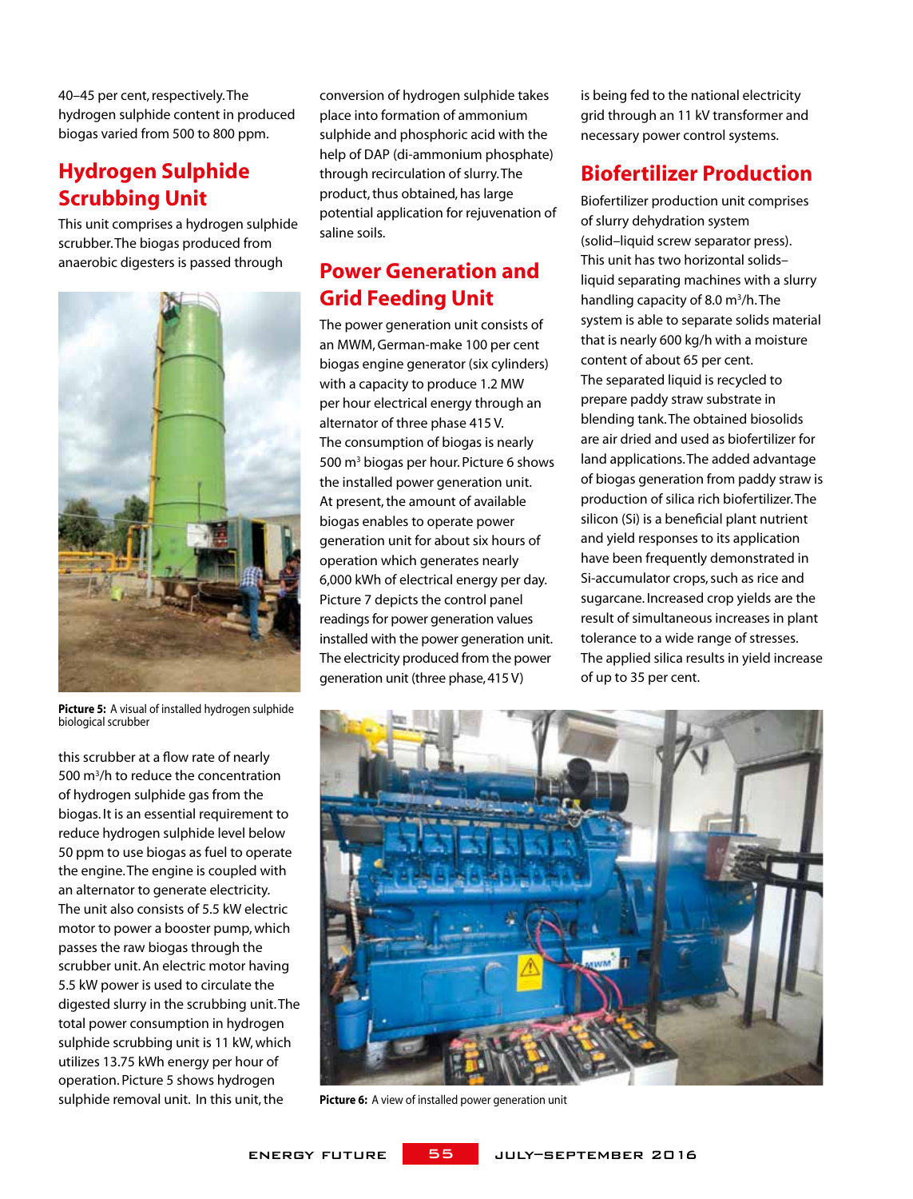40–45 per cent, respectively. The hydrogen sulphide content in produced biogas varied from 500 to 800 ppm.

## Hydrogen Sulphide Scrubbing Unit

This unit comprises a hydrogen sulphide scrubber. The biogas produced from anaerobic digesters is passed through this scrubber at a flow rate of nearly 500 $m^3$/h to reduce the concentration of hydrogen sulphide gas from the biogas. It is an essential requirement to reduce hydrogen sulphide level below 50 ppm to use biogas as fuel to operate the engine. The engine is coupled with an alternator to generate electricity. The unit also consists of 5.5 kW electric motor to power a booster pump, which passes the raw biogas through the scrubber unit. An electric motor having 5.5 kW power is used to circulate the digested slurry in the scrubbing unit. The total power consumption in hydrogen sulphide scrubbing unit is 11 kW, which utilizes 13.75 kWh energy per hour of operation. Picture 5 shows hydrogen sulphide removal unit. In this unit, the conversion of hydrogen sulphide takes place into formation of ammonium sulphide and phosphoric acid with the help of DAP (di-ammonium phosphate) through recirculation of slurry. The product, thus obtained, has large potential application for rejuvenation of saline soils.

**Picture 5:** A visual of installed hydrogen sulphide biological scrubber

## Power Generation and Grid Feeding Unit

The power generation unit consists of an MWM, German-make 100 per cent biogas engine generator (six cylinders) with a capacity to produce 1.2 MW per hour electrical energy through an alternator of three phase 415 V. The consumption of biogas is nearly 500 $m^3$ biogas per hour. Picture 6 shows the installed power generation unit. At present, the amount of available biogas enables to operate power generation unit for about six hours of operation which generates nearly 6,000 kWh of electrical energy per day. Picture 7 depicts the control panel readings for power generation values installed with the power generation unit. The electricity produced from the power generation unit (three phase, 415 V) is being fed to the national electricity grid through an 11 kV transformer and necessary power control systems.

## Biofertilizer Production

Biofertilizer production unit comprises of slurry dehydration system (solid–liquid screw separator press). This unit has two horizontal solids–liquid separating machines with a slurry handling capacity of 8.0 $m^3$/h. The system is able to separate solids material that is nearly 600 kg/h with a moisture content of about 65 per cent. The separated liquid is recycled to prepare paddy straw substrate in blending tank. The obtained biosolids are air dried and used as biofertilizer for land applications. The added advantage of biogas generation from paddy straw is production of silica rich biofertilizer. The silicon (Si) is a beneficial plant nutrient and yield responses to its application have been frequently demonstrated in Si-accumulator crops, such as rice and sugarcane. Increased crop yields are the result of simultaneous increases in plant tolerance to a wide range of stresses. The applied silica results in yield increase of up to 35 per cent.

**Picture 6:** A view of installed power generation unit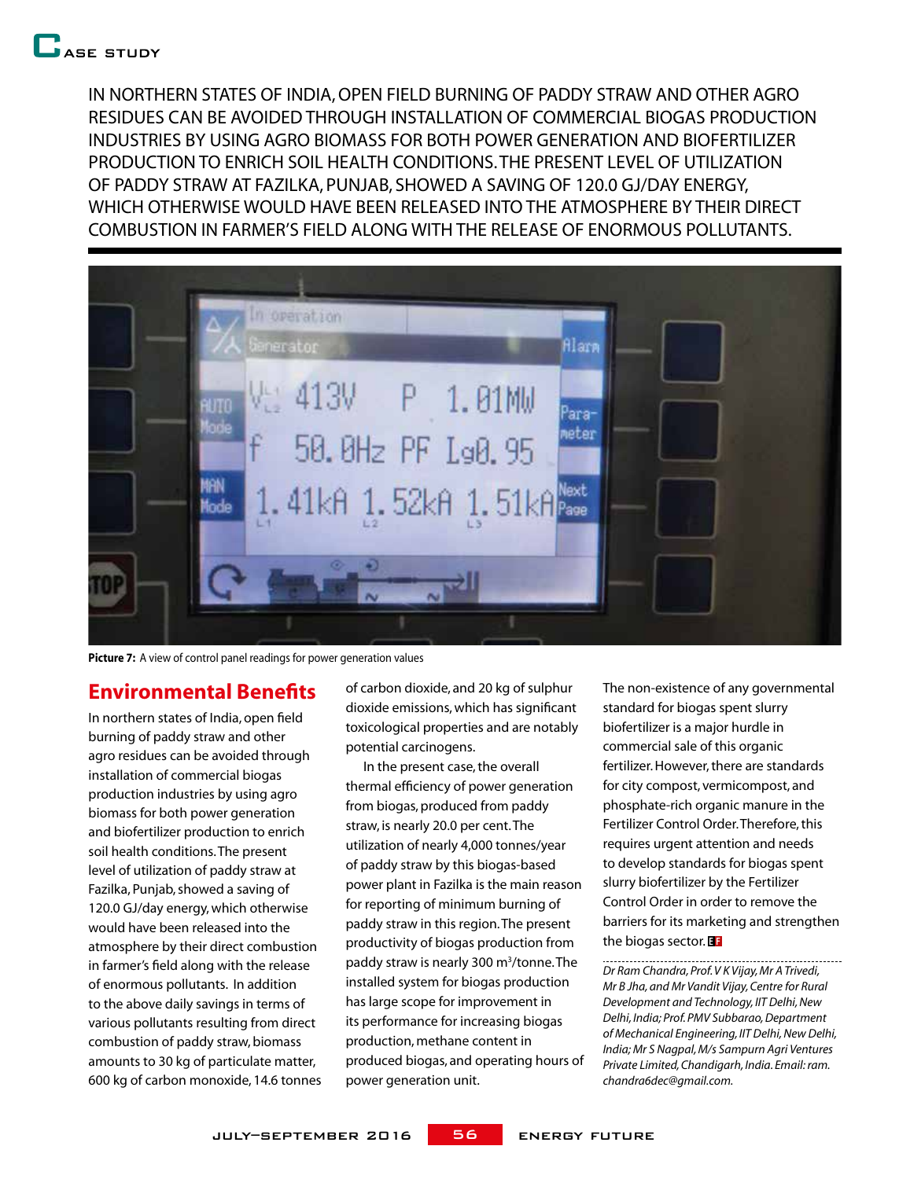IN NORTHERN STATES OF INDIA, OPEN FIELD BURNING OF PADDY STRAW AND OTHER AGRO RESIDUES CAN BE AVOIDED THROUGH INSTALLATION OF COMMERCIAL BIOGAS PRODUCTION INDUSTRIES BY USING AGRO BIOMASS FOR BOTH POWER GENERATION AND BIOFERTILIZER PRODUCTION TO ENRICH SOIL HEALTH CONDITIONS. THE PRESENT LEVEL OF UTILIZATION OF PADDY STRAW AT FAZILKA, PUNJAB, SHOWED A SAVING OF 120.0 GJ/DAY ENERGY, WHICH OTHERWISE WOULD HAVE BEEN RELEASED INTO THE ATMOSPHERE BY THEIR DIRECT COMBUSTION IN FARMER'S FIELD ALONG WITH THE RELEASE OF ENORMOUS POLLUTANTS.

**Picture 7:** A view of control panel readings for power generation values

## Environmental Benefits

In northern states of India, open field burning of paddy straw and other agro residues can be avoided through installation of commercial biogas production industries by using agro biomass for both power generation and biofertilizer production to enrich soil health conditions. The present level of utilization of paddy straw at Fazilka, Punjab, showed a saving of 120.0 GJ/day energy, which otherwise would have been released into the atmosphere by their direct combustion in farmer's field along with the release of enormous pollutants. In addition to the above daily savings in terms of various pollutants resulting from direct combustion of paddy straw, biomass amounts to 30 kg of particulate matter, 600 kg of carbon monoxide, 14.6 tonnes of carbon dioxide, and 20 kg of sulphur dioxide emissions, which has significant toxicological properties and are notably potential carcinogens.

In the present case, the overall thermal efficiency of power generation from biogas, produced from paddy straw, is nearly 20.0 per cent. The utilization of nearly 4,000 tonnes/year of paddy straw by this biogas-based power plant in Fazilka is the main reason for reporting of minimum burning of paddy straw in this region. The present productivity of biogas production from paddy straw is nearly 300 $m^3$/tonne. The installed system for biogas production has large scope for improvement in its performance for increasing biogas production, methane content in produced biogas, and operating hours of power generation unit.

The non-existence of any governmental standard for biogas spent slurry biofertilizer is a major hurdle in commercial sale of this organic fertilizer. However, there are standards for city compost, vermicompost, and phosphate-rich organic manure in the Fertilizer Control Order. Therefore, this requires urgent attention and needs to develop standards for biogas spent slurry biofertilizer by the Fertilizer Control Order in order to remove the barriers for its marketing and strengthen the biogas sector.

---

*Dr Ram Chandra, Prof. V K Vijay, Mr A Trivedi, Mr B Jha, and Mr Vandit Vijay, Centre for Rural Development and Technology, IIT Delhi, New Delhi, India; Prof. PMV Subbarao, Department of Mechanical Engineering, IIT Delhi, New Delhi, India; Mr S Nagpal, M/s Sampurn Agri Ventures Private Limited, Chandigarh, India. Email: ram.chandra6dec@gmail.com.*